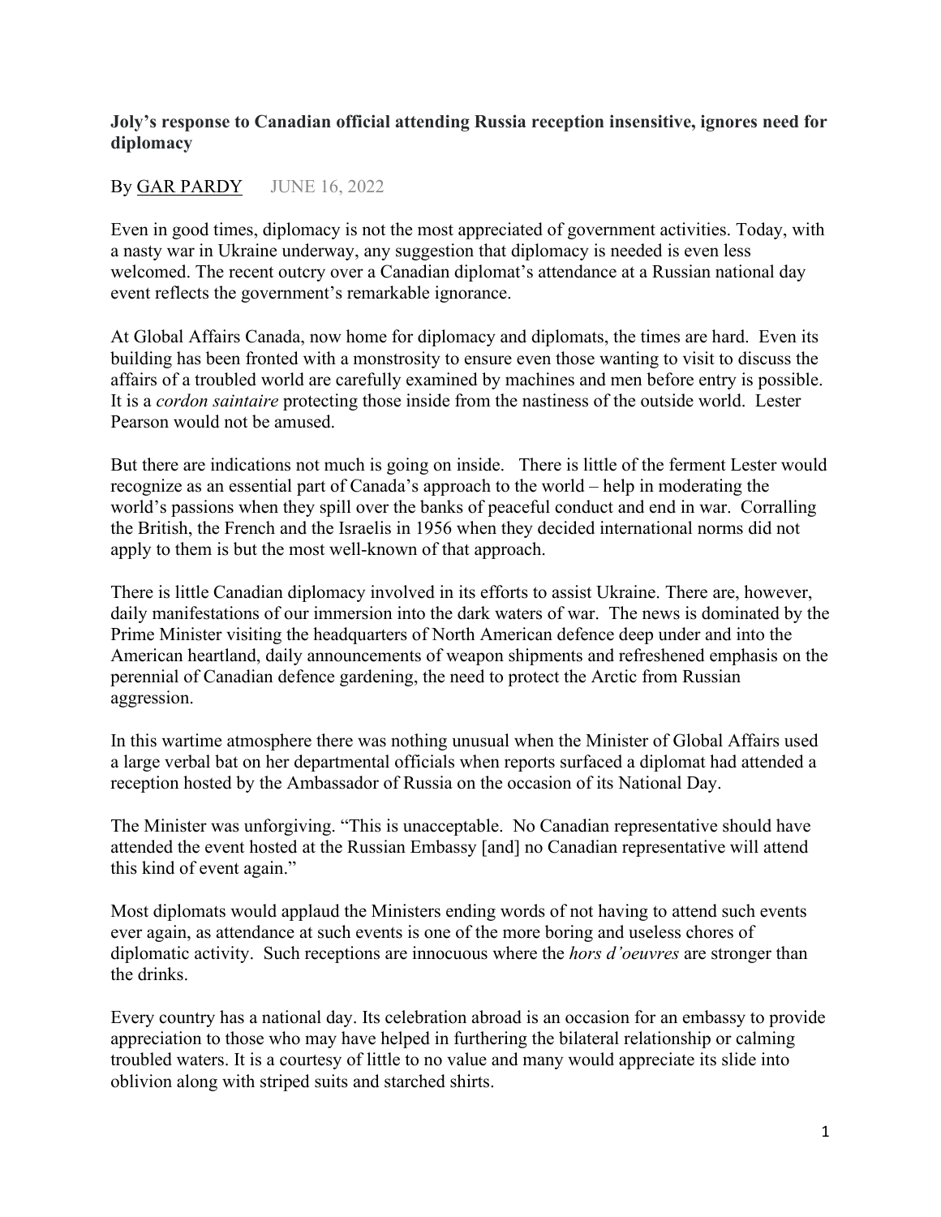**Joly's response to Canadian official attending Russia reception insensitive, ignores need for diplomacy**

By GAR PARDY JUNE 16, 2022

Even in good times, diplomacy is not the most appreciated of government activities. Today, with a nasty war in Ukraine underway, any suggestion that diplomacy is needed is even less welcomed. The recent outcry over a Canadian diplomat's attendance at a Russian national day event reflects the government's remarkable ignorance.

At Global Affairs Canada, now home for diplomacy and diplomats, the times are hard. Even its building has been fronted with a monstrosity to ensure even those wanting to visit to discuss the affairs of a troubled world are carefully examined by machines and men before entry is possible. It is a *cordon saintaire* protecting those inside from the nastiness of the outside world. Lester Pearson would not be amused.

But there are indications not much is going on inside. There is little of the ferment Lester would recognize as an essential part of Canada's approach to the world – help in moderating the world's passions when they spill over the banks of peaceful conduct and end in war. Corralling the British, the French and the Israelis in 1956 when they decided international norms did not apply to them is but the most well-known of that approach.

There is little Canadian diplomacy involved in its efforts to assist Ukraine. There are, however, daily manifestations of our immersion into the dark waters of war. The news is dominated by the Prime Minister visiting the headquarters of North American defence deep under and into the American heartland, daily announcements of weapon shipments and refreshened emphasis on the perennial of Canadian defence gardening, the need to protect the Arctic from Russian aggression.

In this wartime atmosphere there was nothing unusual when the Minister of Global Affairs used a large verbal bat on her departmental officials when reports surfaced a diplomat had attended a reception hosted by the Ambassador of Russia on the occasion of its National Day.

The Minister was unforgiving. "This is unacceptable. No Canadian representative should have attended the event hosted at the Russian Embassy [and] no Canadian representative will attend this kind of event again."

Most diplomats would applaud the Ministers ending words of not having to attend such events ever again, as attendance at such events is one of the more boring and useless chores of diplomatic activity. Such receptions are innocuous where the *hors d'oeuvres* are stronger than the drinks.

Every country has a national day. Its celebration abroad is an occasion for an embassy to provide appreciation to those who may have helped in furthering the bilateral relationship or calming troubled waters. It is a courtesy of little to no value and many would appreciate its slide into oblivion along with striped suits and starched shirts.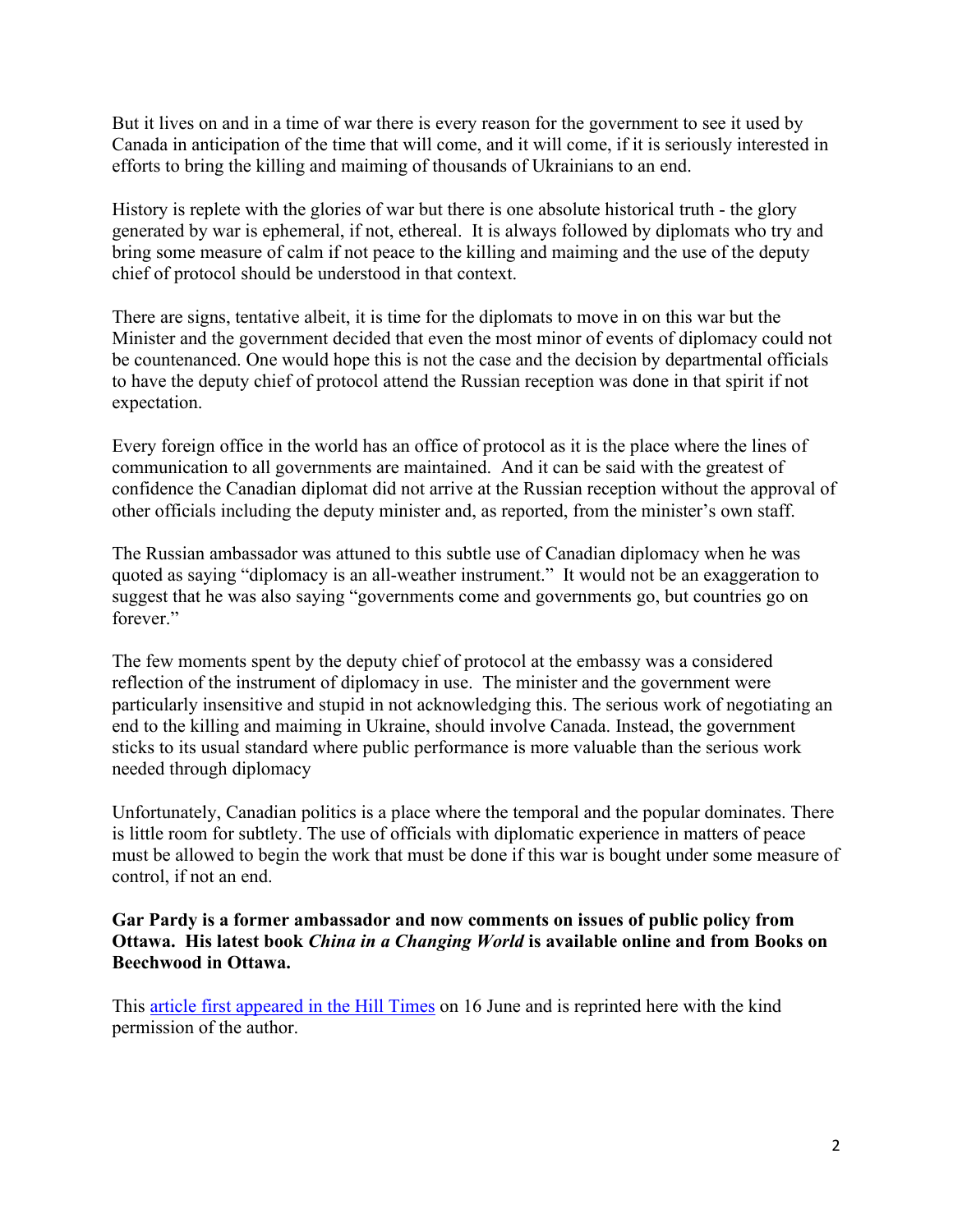But it lives on and in a time of war there is every reason for the government to see it used by Canada in anticipation of the time that will come, and it will come, if it is seriously interested in efforts to bring the killing and maiming of thousands of Ukrainians to an end.

History is replete with the glories of war but there is one absolute historical truth - the glory generated by war is ephemeral, if not, ethereal. It is always followed by diplomats who try and bring some measure of calm if not peace to the killing and maiming and the use of the deputy chief of protocol should be understood in that context.

There are signs, tentative albeit, it is time for the diplomats to move in on this war but the Minister and the government decided that even the most minor of events of diplomacy could not be countenanced. One would hope this is not the case and the decision by departmental officials to have the deputy chief of protocol attend the Russian reception was done in that spirit if not expectation.

Every foreign office in the world has an office of protocol as it is the place where the lines of communication to all governments are maintained. And it can be said with the greatest of confidence the Canadian diplomat did not arrive at the Russian reception without the approval of other officials including the deputy minister and, as reported, from the minister's own staff.

The Russian ambassador was attuned to this subtle use of Canadian diplomacy when he was quoted as saying "diplomacy is an all-weather instrument." It would not be an exaggeration to suggest that he was also saying "governments come and governments go, but countries go on forever."

The few moments spent by the deputy chief of protocol at the embassy was a considered reflection of the instrument of diplomacy in use. The minister and the government were particularly insensitive and stupid in not acknowledging this. The serious work of negotiating an end to the killing and maiming in Ukraine, should involve Canada. Instead, the government sticks to its usual standard where public performance is more valuable than the serious work needed through diplomacy

Unfortunately, Canadian politics is a place where the temporal and the popular dominates. There is little room for subtlety. The use of officials with diplomatic experience in matters of peace must be allowed to begin the work that must be done if this war is bought under some measure of control, if not an end.

**Gar Pardy is a former ambassador and now comments on issues of public policy from Ottawa. His latest book *China in a Changing World* is available online and from Books on Beechwood in Ottawa.**

This [article first appeared in the Hill Times] on 16 June and is reprinted here with the kind permission of the author.